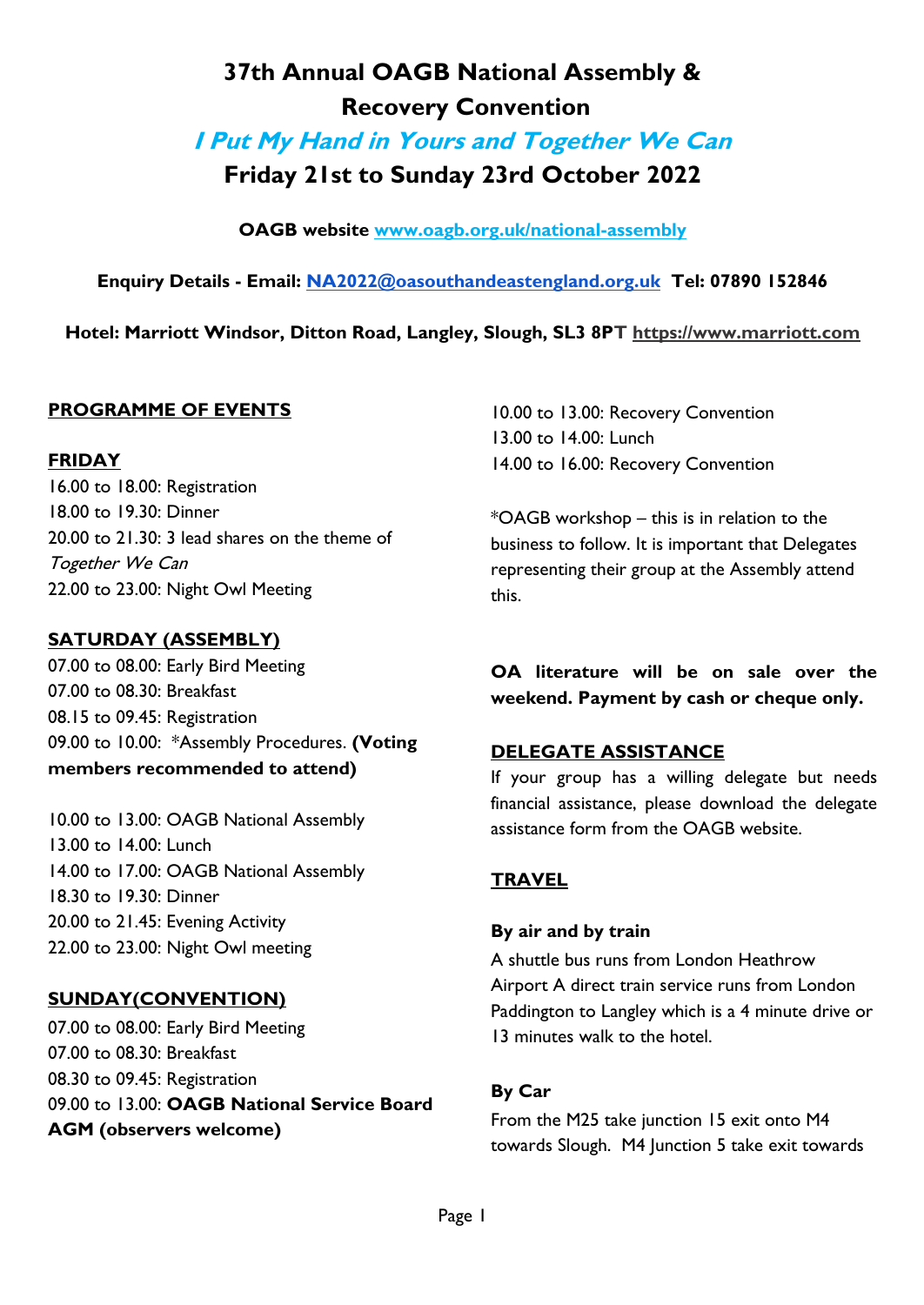# 37th Annual OAGB National Assembly & Recovery Convention

## *I Put My Hand in Yours and Together We Can*

## Friday 21st to Sunday 23rd October 2022

**OAGB website [www.oagb.org.uk/national-assembly](www.oagb.org.uk/national-assembly)**

**Enquiry Details - Email: [NA2022@oasouthandeastengland.org.uk](mailto:NA2022@oasouthandeastengland.org.uk) Tel: 07890 152846**

**Hotel: Marriott Windsor, Ditton Road, Langley, Slough, SL3 8PT [https://www.marriott.com](https://www.marriott.com)**

## PROGRAMME OF EVENTS

### FRIDAY

16.00 to 18.00: Registration
18.00 to 19.30: Dinner
20.00 to 21.30: 3 lead shares on the theme of *Together We Can*
22.00 to 23.00: Night Owl Meeting

### SATURDAY (ASSEMBLY)

07.00 to 08.00: Early Bird Meeting
07.00 to 08.30: Breakfast
08.15 to 09.45: Registration
09.00 to 10.00: *Assembly Procedures. **(Voting members recommended to attend)**

10.00 to 13.00: OAGB National Assembly
13.00 to 14.00: Lunch
14.00 to 17.00: OAGB National Assembly
18.30 to 19.30: Dinner
20.00 to 21.45: Evening Activity
22.00 to 23.00: Night Owl meeting

### SUNDAY(CONVENTION)

07.00 to 08.00: Early Bird Meeting
07.00 to 08.30: Breakfast
08.30 to 09.45: Registration
09.00 to 13.00: **OAGB National Service Board AGM (observers welcome)**
10.00 to 13.00: Recovery Convention
13.00 to 14.00: Lunch
14.00 to 16.00: Recovery Convention

*OAGB workshop – this is in relation to the business to follow. It is important that Delegates representing their group at the Assembly attend this.

**OA literature will be on sale over the weekend. Payment by cash or cheque only.**

## DELEGATE ASSISTANCE

If your group has a willing delegate but needs financial assistance, please download the delegate assistance form from the OAGB website.

## TRAVEL

### By air and by train

A shuttle bus runs from London Heathrow Airport A direct train service runs from London Paddington to Langley which is a 4 minute drive or 13 minutes walk to the hotel.

### By Car

From the M25 take junction 15 exit onto M4 towards Slough. M4 Junction 5 take exit towards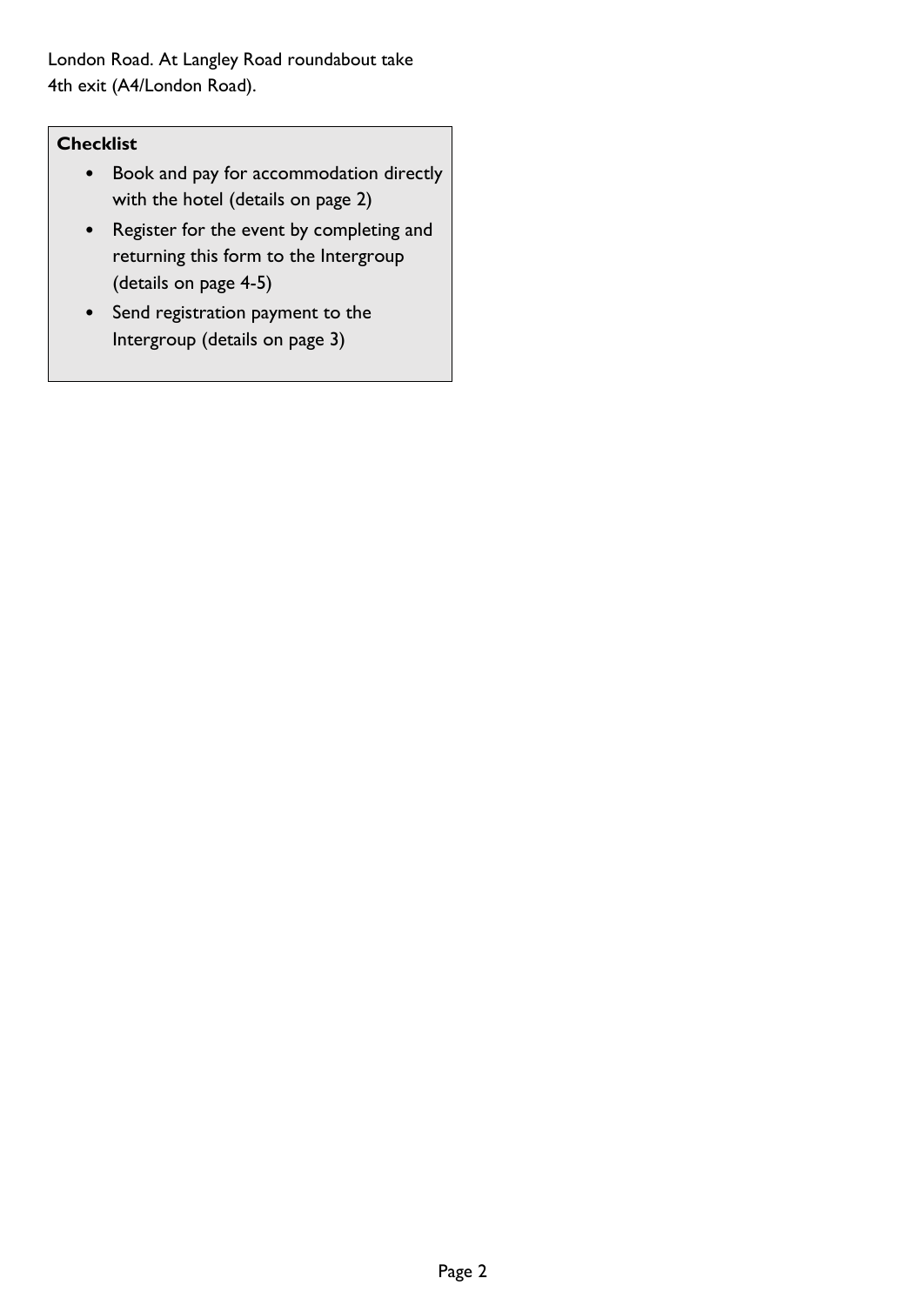London Road. At Langley Road roundabout take 4th exit (A4/London Road).

**Checklist**

- Book and pay for accommodation directly with the hotel (details on page 2)
- Register for the event by completing and returning this form to the Intergroup (details on page 4-5)
- Send registration payment to the Intergroup (details on page 3)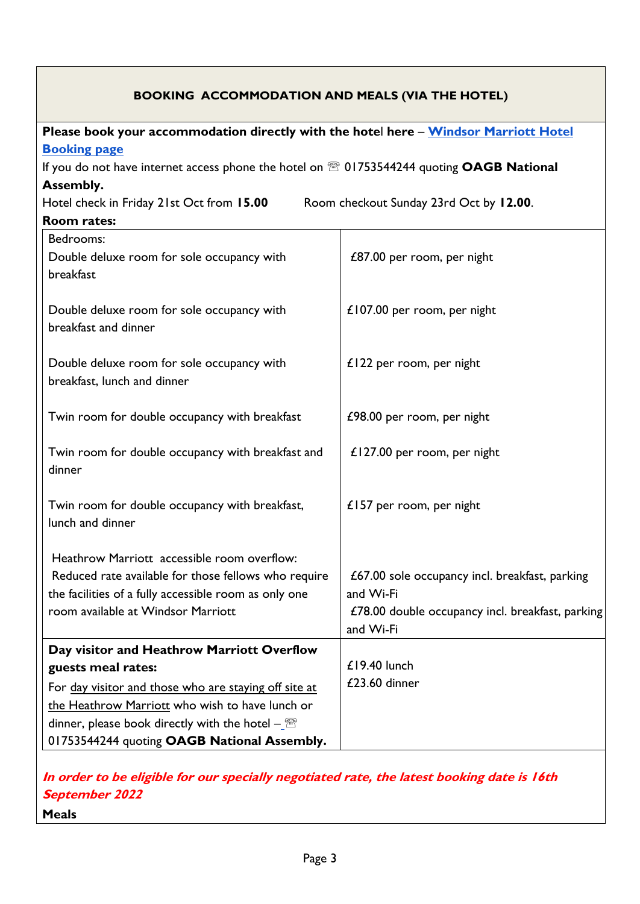## BOOKING ACCOMMODATION AND MEALS (VIA THE HOTEL)

**Please book your accommodation directly with the hotel here – [Windsor Marriott Hotel Booking page]**

If you do not have internet access phone the hotel on ☏ 01753544244 quoting **OAGB National Assembly.**

Hotel check in Friday 21st Oct from **15.00** Room checkout Sunday 23rd Oct by **12.00**.

**Room rates:**

| Bedrooms: | |
|---|---|
| Double deluxe room for sole occupancy with breakfast | £87.00 per room, per night |
| Double deluxe room for sole occupancy with breakfast and dinner | £107.00 per room, per night |
| Double deluxe room for sole occupancy with breakfast, lunch and dinner | £122 per room, per night |
| Twin room for double occupancy with breakfast | £98.00 per room, per night |
| Twin room for double occupancy with breakfast and dinner | £127.00 per room, per night |
| Twin room for double occupancy with breakfast, lunch and dinner | £157 per room, per night |
| Heathrow Marriott accessible room overflow: Reduced rate available for those fellows who require the facilities of a fully accessible room as only one room available at Windsor Marriott | £67.00 sole occupancy incl. breakfast, parking and Wi-Fi<br>£78.00 double occupancy incl. breakfast, parking and Wi-Fi |
| **Day visitor and Heathrow Marriott Overflow guests meal rates:**<br>For day visitor and those who are staying off site at the Heathrow Marriott who wish to have lunch or dinner, please book directly with the hotel – ☏ 01753544244 quoting **OAGB National Assembly.** | £19.40 lunch<br>£23.60 dinner |

***In order to be eligible for our specially negotiated rate, the latest booking date is 16th September 2022***

**Meals**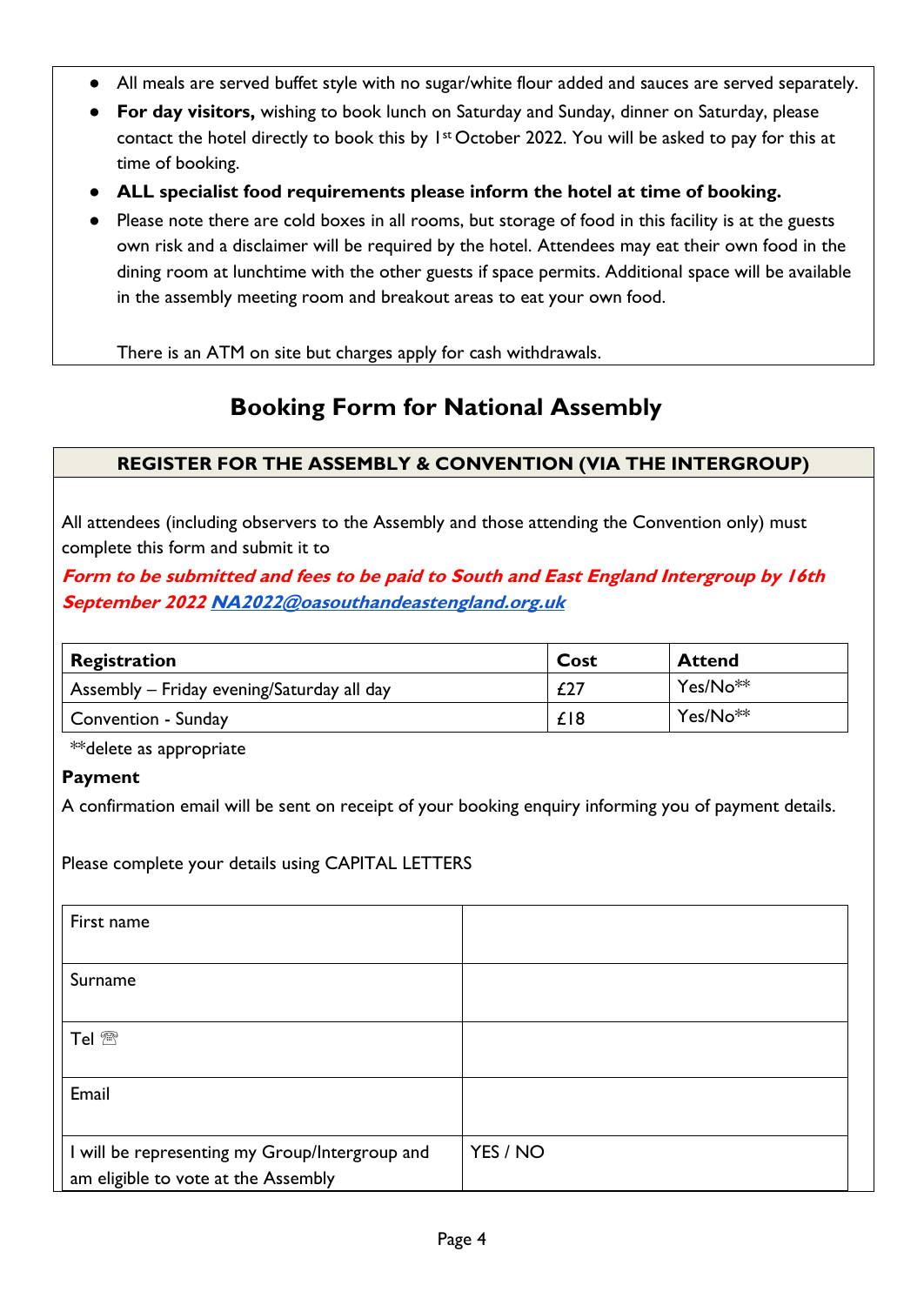- All meals are served buffet style with no sugar/white flour added and sauces are served separately.
- **For day visitors,** wishing to book lunch on Saturday and Sunday, dinner on Saturday, please contact the hotel directly to book this by 1st October 2022. You will be asked to pay for this at time of booking.
- **ALL specialist food requirements please inform the hotel at time of booking.**
- Please note there are cold boxes in all rooms, but storage of food in this facility is at the guests own risk and a disclaimer will be required by the hotel. Attendees may eat their own food in the dining room at lunchtime with the other guests if space permits. Additional space will be available in the assembly meeting room and breakout areas to eat your own food.

  There is an ATM on site but charges apply for cash withdrawals.

## Booking Form for National Assembly

### REGISTER FOR THE ASSEMBLY & CONVENTION (VIA THE INTERGROUP)

All attendees (including observers to the Assembly and those attending the Convention only) must complete this form and submit it to

***Form to be submitted and fees to be paid to South and East England Intergroup by 16th September 2022 NA2022@oasouthandeastengland.org.uk***

| Registration | Cost | Attend |
|---|---|---|
| Assembly – Friday evening/Saturday all day | £27 | Yes/No** |
| Convention - Sunday | £18 | Yes/No** |

**delete as appropriate

**Payment**

A confirmation email will be sent on receipt of your booking enquiry informing you of payment details.

Please complete your details using CAPITAL LETTERS

| | |
|---|---|
| First name | |
| Surname | |
| Tel ☏ | |
| Email | |
| I will be representing my Group/Intergroup and am eligible to vote at the Assembly | YES / NO |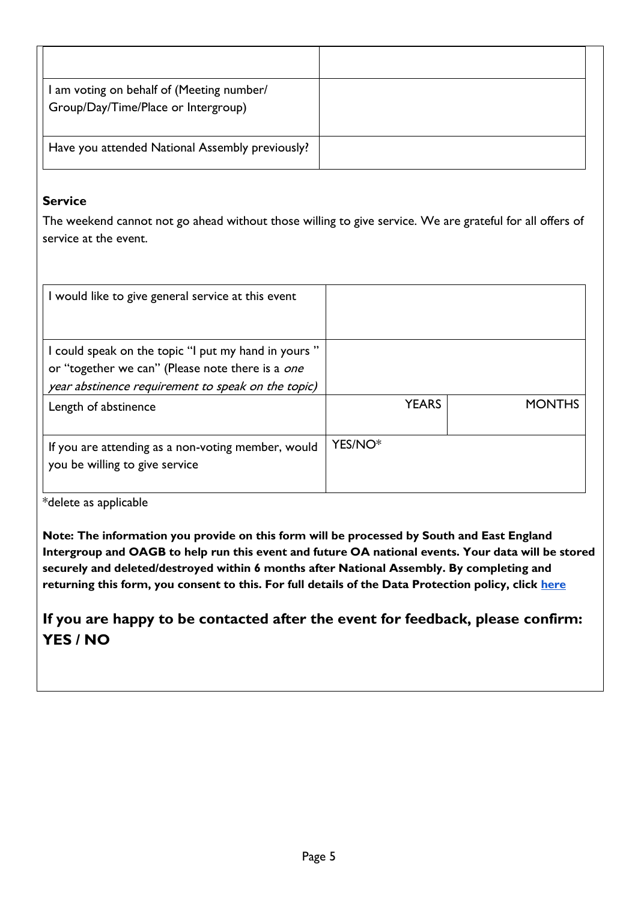| | |
|---|---|
| | |
| I am voting on behalf of (Meeting number/ Group/Day/Time/Place or Intergroup) | |
| Have you attended National Assembly previously? | |

**Service**

The weekend cannot not go ahead without those willing to give service. We are grateful for all offers of service at the event.

| | | |
|---|---|---|
| I would like to give general service at this event | | |
| I could speak on the topic "I put my hand in yours " or "together we can" (Please note there is a *one year abstinence requirement to speak on the topic)* | | |
| Length of abstinence | YEARS | MONTHS |
| If you are attending as a non-voting member, would you be willing to give service | YES/NO* | |

*delete as applicable

**Note: The information you provide on this form will be processed by South and East England Intergroup and OAGB to help run this event and future OA national events. Your data will be stored securely and deleted/destroyed within 6 months after National Assembly. By completing and returning this form, you consent to this. For full details of the Data Protection policy, click here**

## If you are happy to be contacted after the event for feedback, please confirm: YES / NO